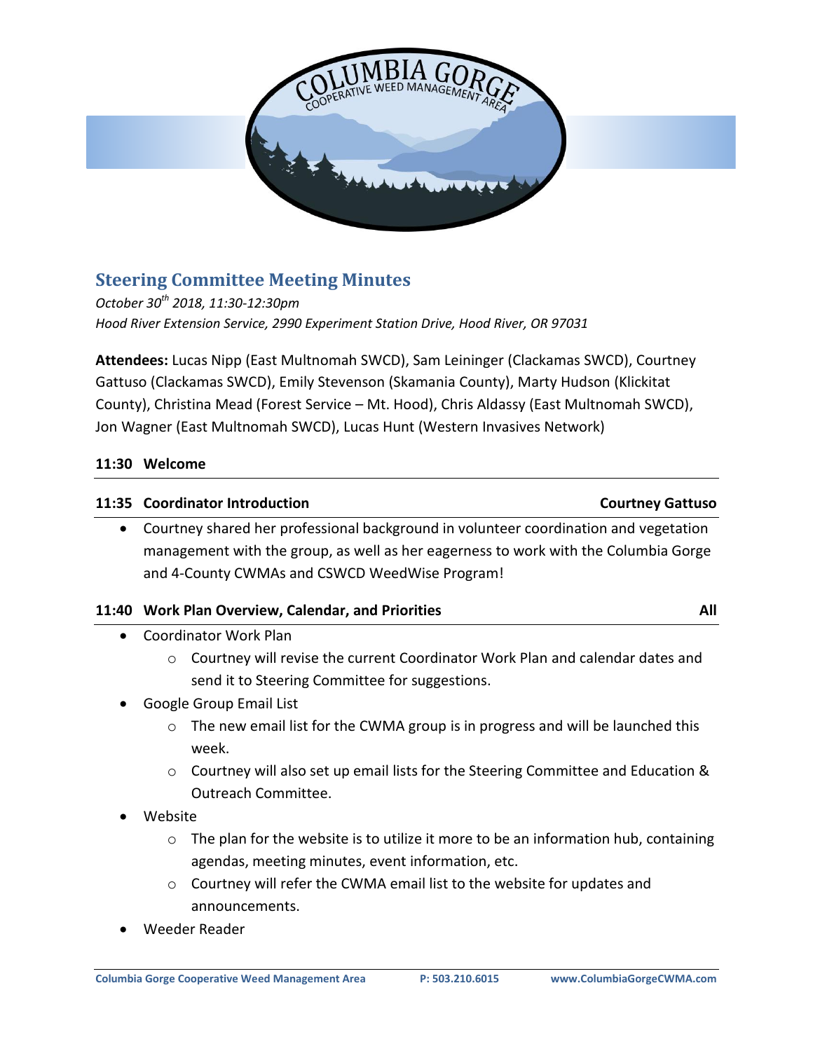## Steering Committee Meeting Minutes

*October 30th 2018, 11:30-12:30pm*
*Hood River Extension Service, 2990 Experiment Station Drive, Hood River, OR 97031*

**Attendees:** Lucas Nipp (East Multnomah SWCD), Sam Leininger (Clackamas SWCD), Courtney Gattuso (Clackamas SWCD), Emily Stevenson (Skamania County), Marty Hudson (Klickitat County), Christina Mead (Forest Service – Mt. Hood), Chris Aldassy (East Multnomah SWCD), Jon Wagner (East Multnomah SWCD), Lucas Hunt (Western Invasives Network)

**11:30 Welcome**

**11:35 Coordinator Introduction** — **Courtney Gattuso**

- Courtney shared her professional background in volunteer coordination and vegetation management with the group, as well as her eagerness to work with the Columbia Gorge and 4-County CWMAs and CSWCD WeedWise Program!

**11:40 Work Plan Overview, Calendar, and Priorities** — **All**

- Coordinator Work Plan
  - Courtney will revise the current Coordinator Work Plan and calendar dates and send it to Steering Committee for suggestions.
- Google Group Email List
  - The new email list for the CWMA group is in progress and will be launched this week.
  - Courtney will also set up email lists for the Steering Committee and Education & Outreach Committee.
- Website
  - The plan for the website is to utilize it more to be an information hub, containing agendas, meeting minutes, event information, etc.
  - Courtney will refer the CWMA email list to the website for updates and announcements.
- Weeder Reader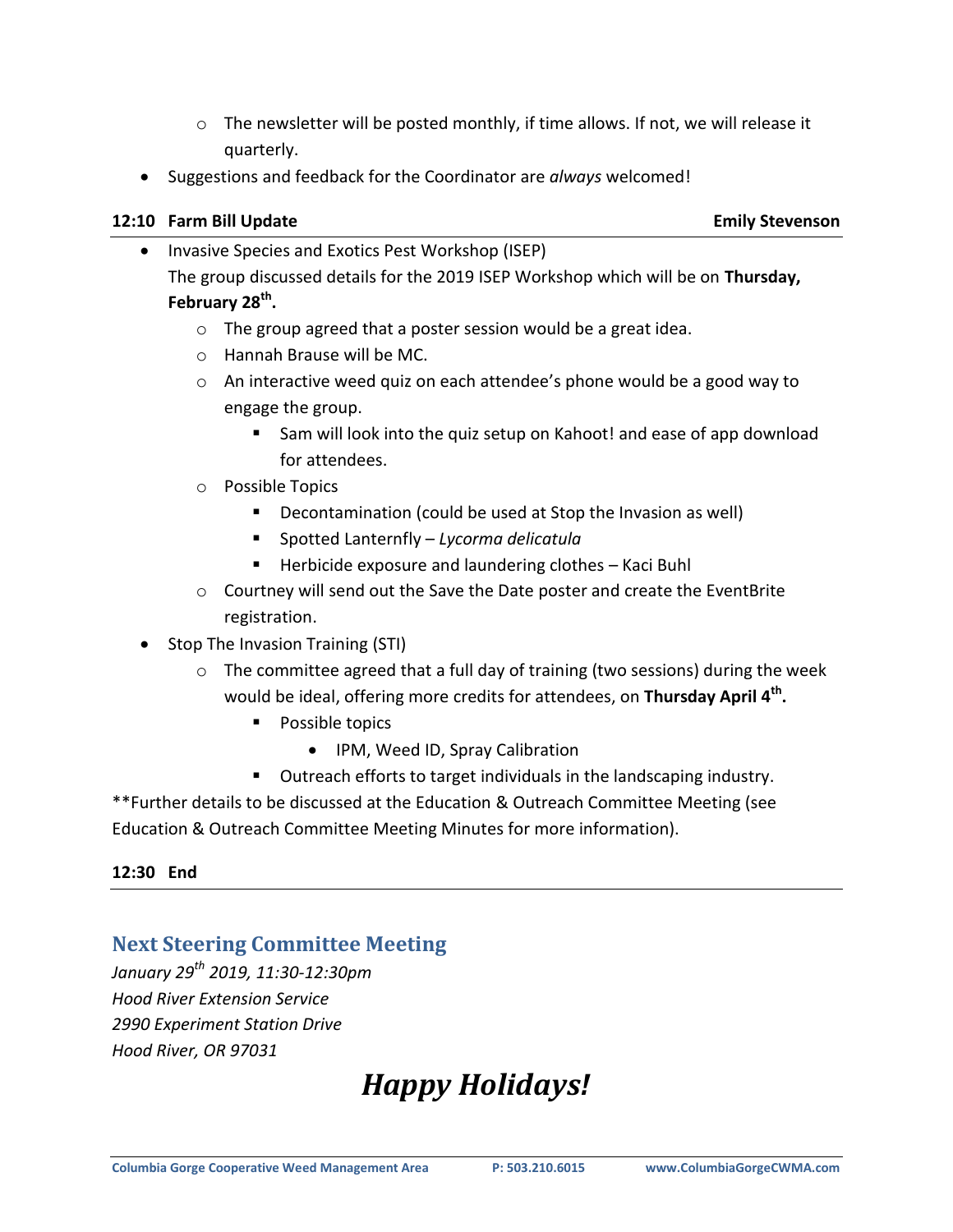- The newsletter will be posted monthly, if time allows. If not, we will release it quarterly.
- Suggestions and feedback for the Coordinator are *always* welcomed!

**12:10 Farm Bill Update** **Emily Stevenson**

- Invasive Species and Exotics Pest Workshop (ISEP)
  The group discussed details for the 2019 ISEP Workshop which will be on **Thursday, February 28th.**
    - The group agreed that a poster session would be a great idea.
    - Hannah Brause will be MC.
    - An interactive weed quiz on each attendee's phone would be a good way to engage the group.
        - Sam will look into the quiz setup on Kahoot! and ease of app download for attendees.
    - Possible Topics
        - Decontamination (could be used at Stop the Invasion as well)
        - Spotted Lanternfly – *Lycorma delicatula*
        - Herbicide exposure and laundering clothes – Kaci Buhl
    - Courtney will send out the Save the Date poster and create the EventBrite registration.
- Stop The Invasion Training (STI)
    - The committee agreed that a full day of training (two sessions) during the week would be ideal, offering more credits for attendees, on **Thursday April 4th.**
        - Possible topics
            - IPM, Weed ID, Spray Calibration
        - Outreach efforts to target individuals in the landscaping industry.

**Further details to be discussed at the Education & Outreach Committee Meeting (see Education & Outreach Committee Meeting Minutes for more information).

**12:30 End**

## Next Steering Committee Meeting

*January 29th 2019, 11:30-12:30pm*
*Hood River Extension Service*
*2990 Experiment Station Drive*
*Hood River, OR 97031*

# *Happy Holidays!*